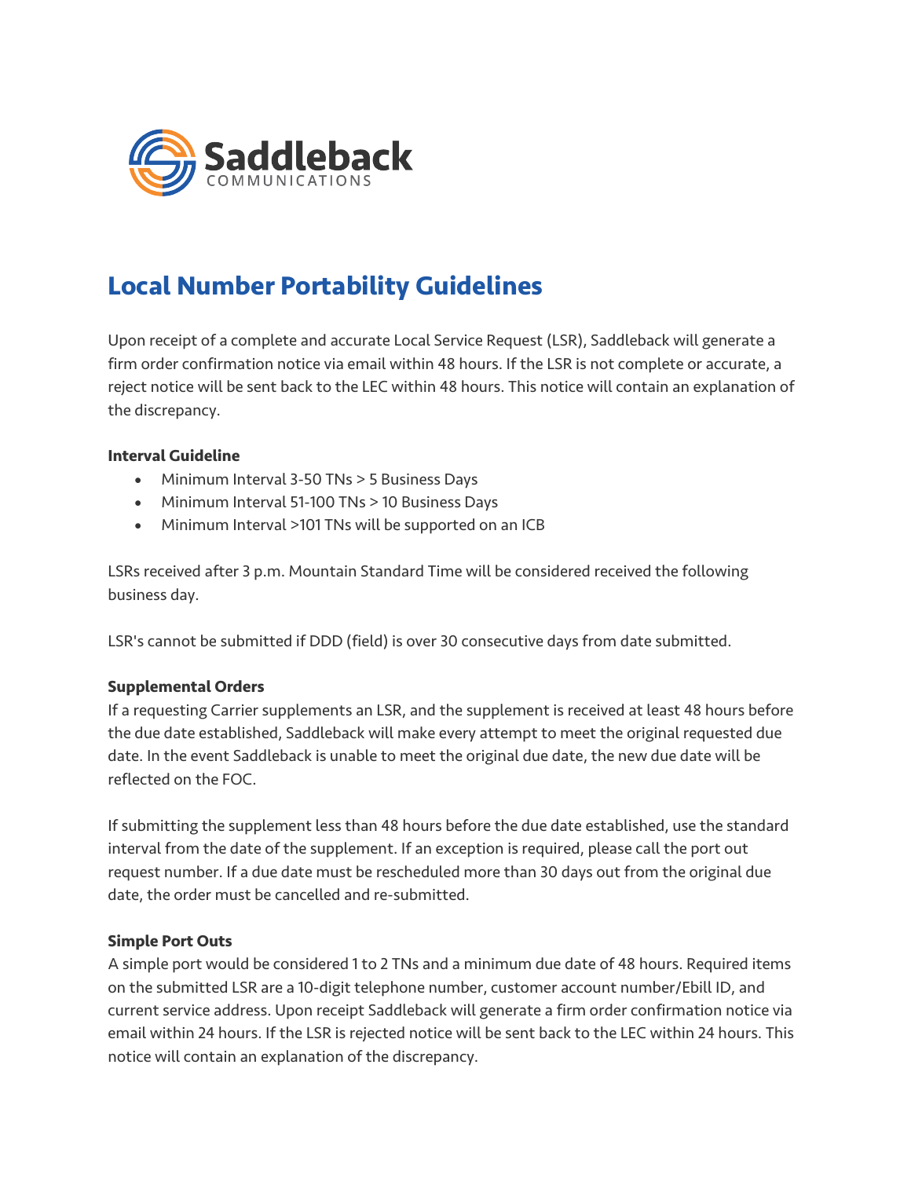Saddleback COMMUNICATIONS

# Local Number Portability Guidelines

Upon receipt of a complete and accurate Local Service Request (LSR), Saddleback will generate a firm order confirmation notice via email within 48 hours. If the LSR is not complete or accurate, a reject notice will be sent back to the LEC within 48 hours. This notice will contain an explanation of the discrepancy.

**Interval Guideline**

- Minimum Interval 3-50 TNs > 5 Business Days
- Minimum Interval 51-100 TNs > 10 Business Days
- Minimum Interval >101 TNs will be supported on an ICB

LSRs received after 3 p.m. Mountain Standard Time will be considered received the following business day.

LSR's cannot be submitted if DDD (field) is over 30 consecutive days from date submitted.

**Supplemental Orders**

If a requesting Carrier supplements an LSR, and the supplement is received at least 48 hours before the due date established, Saddleback will make every attempt to meet the original requested due date. In the event Saddleback is unable to meet the original due date, the new due date will be reflected on the FOC.

If submitting the supplement less than 48 hours before the due date established, use the standard interval from the date of the supplement. If an exception is required, please call the port out request number. If a due date must be rescheduled more than 30 days out from the original due date, the order must be cancelled and re-submitted.

**Simple Port Outs**

A simple port would be considered 1 to 2 TNs and a minimum due date of 48 hours. Required items on the submitted LSR are a 10-digit telephone number, customer account number/Ebill ID, and current service address. Upon receipt Saddleback will generate a firm order confirmation notice via email within 24 hours. If the LSR is rejected notice will be sent back to the LEC within 24 hours. This notice will contain an explanation of the discrepancy.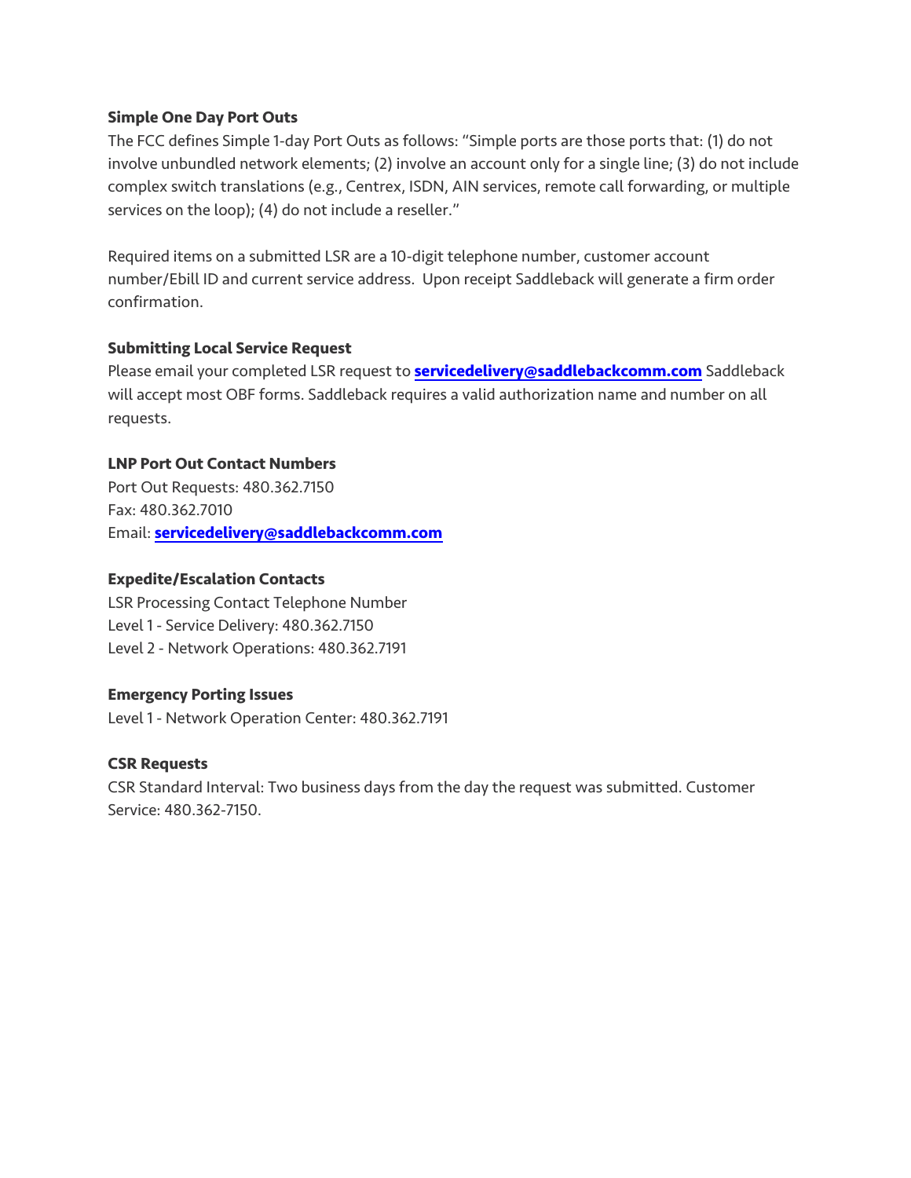**Simple One Day Port Outs**

The FCC defines Simple 1-day Port Outs as follows: "Simple ports are those ports that: (1) do not involve unbundled network elements; (2) involve an account only for a single line; (3) do not include complex switch translations (e.g., Centrex, ISDN, AIN services, remote call forwarding, or multiple services on the loop); (4) do not include a reseller."

Required items on a submitted LSR are a 10-digit telephone number, customer account number/Ebill ID and current service address. Upon receipt Saddleback will generate a firm order confirmation.

**Submitting Local Service Request**

Please email your completed LSR request to **servicedelivery@saddlebackcomm.com** Saddleback will accept most OBF forms. Saddleback requires a valid authorization name and number on all requests.

**LNP Port Out Contact Numbers**

Port Out Requests: 480.362.7150
Fax: 480.362.7010
Email: **servicedelivery@saddlebackcomm.com**

**Expedite/Escalation Contacts**

LSR Processing Contact Telephone Number
Level 1 - Service Delivery: 480.362.7150
Level 2 - Network Operations: 480.362.7191

**Emergency Porting Issues**

Level 1 - Network Operation Center: 480.362.7191

**CSR Requests**

CSR Standard Interval: Two business days from the day the request was submitted. Customer Service: 480.362-7150.